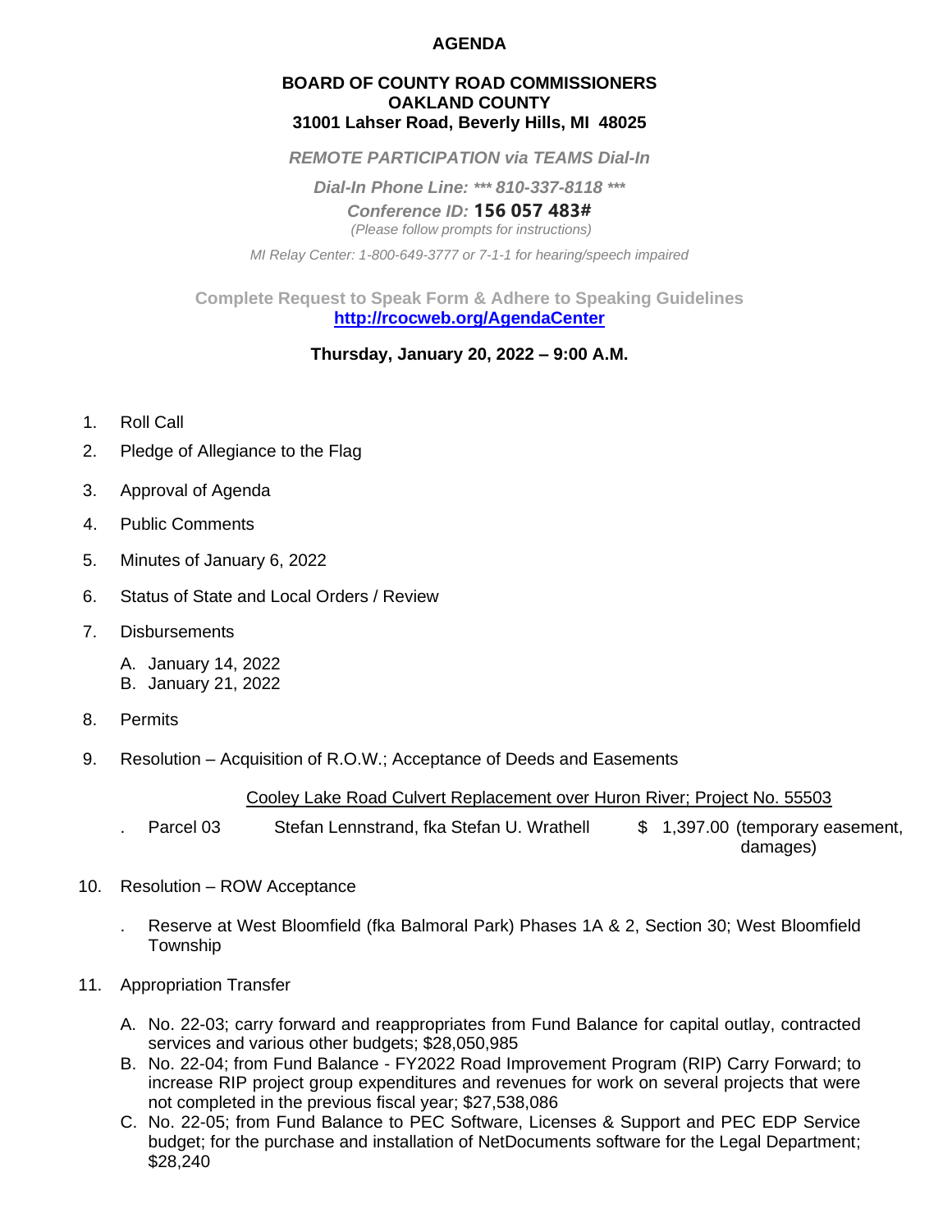# AGENDA

**BOARD OF COUNTY ROAD COMMISSIONERS**
**OAKLAND COUNTY**
**31001 Lahser Road, Beverly Hills, MI 48025**

***REMOTE PARTICIPATION via TEAMS Dial-In***

***Dial-In Phone Line: \*\*\* 810-337-8118 \*\*\****

***Conference ID:* 156 057 483#**

*(Please follow prompts for instructions)*

*MI Relay Center: 1-800-649-3777 or 7-1-1 for hearing/speech impaired*

**Complete Request to Speak Form & Adhere to Speaking Guidelines**
**http://rcocweb.org/AgendaCenter**

**Thursday, January 20, 2022 – 9:00 A.M.**

1. Roll Call
2. Pledge of Allegiance to the Flag
3. Approval of Agenda
4. Public Comments
5. Minutes of January 6, 2022
6. Status of State and Local Orders / Review
7. Disbursements

   A. January 14, 2022
   B. January 21, 2022

8. Permits
9. Resolution – Acquisition of R.O.W.; Acceptance of Deeds and Easements

   Cooley Lake Road Culvert Replacement over Huron River; Project No. 55503

   . Parcel 03 Stefan Lennstrand, fka Stefan U. Wrathell $ 1,397.00 (temporary easement, damages)

10. Resolution – ROW Acceptance

    . Reserve at West Bloomfield (fka Balmoral Park) Phases 1A & 2, Section 30; West Bloomfield Township

11. Appropriation Transfer

    A. No. 22-03; carry forward and reappropriates from Fund Balance for capital outlay, contracted services and various other budgets; $28,050,985
    B. No. 22-04; from Fund Balance - FY2022 Road Improvement Program (RIP) Carry Forward; to increase RIP project group expenditures and revenues for work on several projects that were not completed in the previous fiscal year; $27,538,086
    C. No. 22-05; from Fund Balance to PEC Software, Licenses & Support and PEC EDP Service budget; for the purchase and installation of NetDocuments software for the Legal Department; $28,240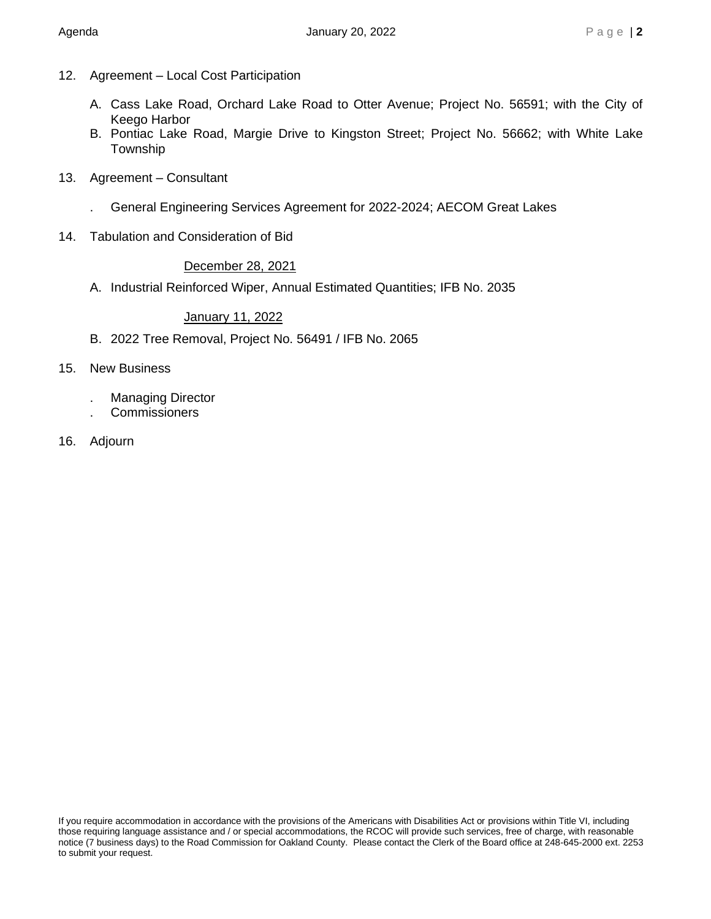12. Agreement – Local Cost Participation

    A. Cass Lake Road, Orchard Lake Road to Otter Avenue; Project No. 56591; with the City of Keego Harbor
    B. Pontiac Lake Road, Margie Drive to Kingston Street; Project No. 56662; with White Lake Township

13. Agreement – Consultant

    . General Engineering Services Agreement for 2022-2024; AECOM Great Lakes

14. Tabulation and Consideration of Bid

    <u>December 28, 2021</u>

    A. Industrial Reinforced Wiper, Annual Estimated Quantities; IFB No. 2035

    <u>January 11, 2022</u>

    B. 2022 Tree Removal, Project No. 56491 / IFB No. 2065

15. New Business

    . Managing Director
    . Commissioners

16. Adjourn

If you require accommodation in accordance with the provisions of the Americans with Disabilities Act or provisions within Title VI, including those requiring language assistance and / or special accommodations, the RCOC will provide such services, free of charge, with reasonable notice (7 business days) to the Road Commission for Oakland County. Please contact the Clerk of the Board office at 248-645-2000 ext. 2253 to submit your request.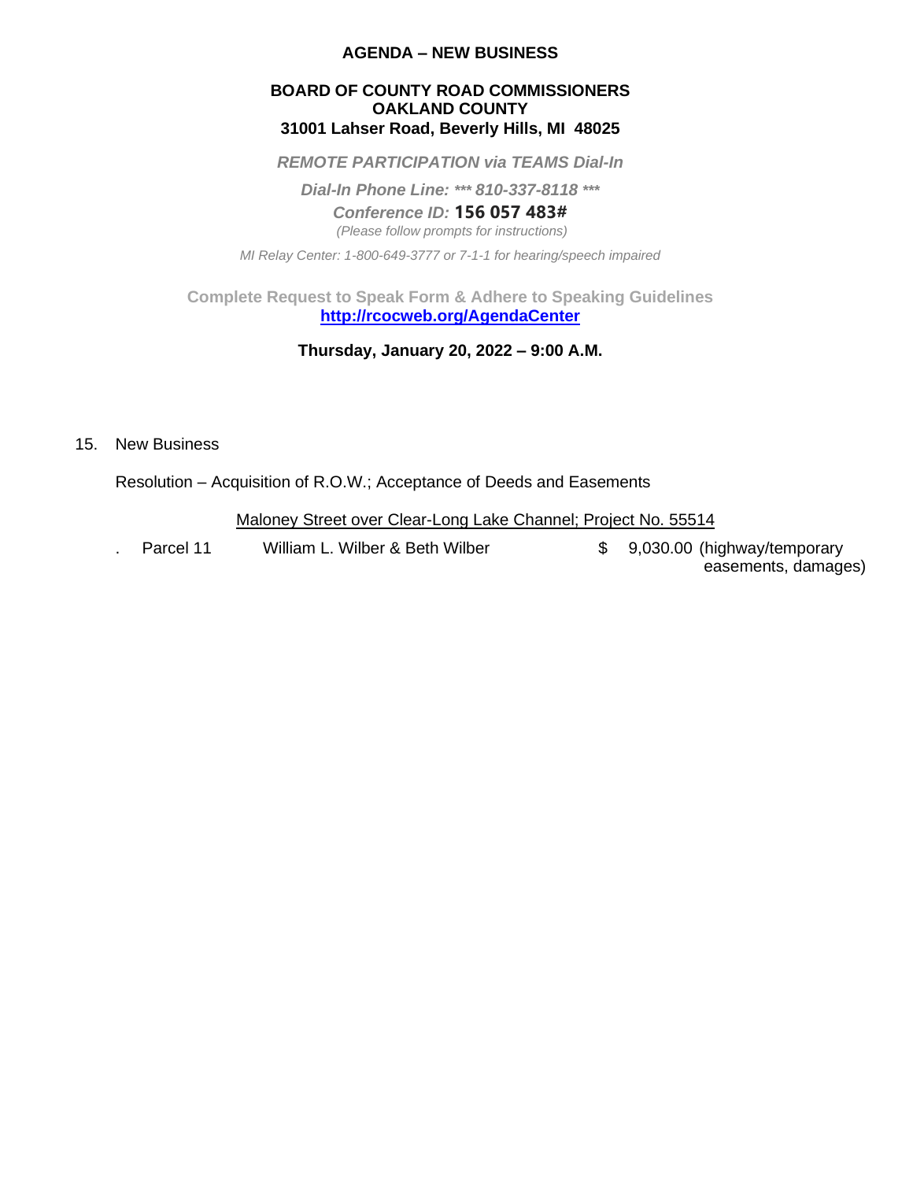**AGENDA – NEW BUSINESS**

**BOARD OF COUNTY ROAD COMMISSIONERS**
**OAKLAND COUNTY**
**31001 Lahser Road, Beverly Hills, MI 48025**

***REMOTE PARTICIPATION via TEAMS Dial-In***

***Dial-In Phone Line: \*\*\* 810-337-8118 \*\*\****

***Conference ID:* 156 057 483#**

*(Please follow prompts for instructions)*

*MI Relay Center: 1-800-649-3777 or 7-1-1 for hearing/speech impaired*

**Complete Request to Speak Form & Adhere to Speaking Guidelines**
**http://rcocweb.org/AgendaCenter**

**Thursday, January 20, 2022 – 9:00 A.M.**

15. New Business

Resolution – Acquisition of R.O.W.; Acceptance of Deeds and Easements

Maloney Street over Clear-Long Lake Channel; Project No. 55514

| | | | |
|---|---|---|---|
| . Parcel 11 | William L. Wilber & Beth Wilber | $ 9,030.00 | (highway/temporary easements, damages) |